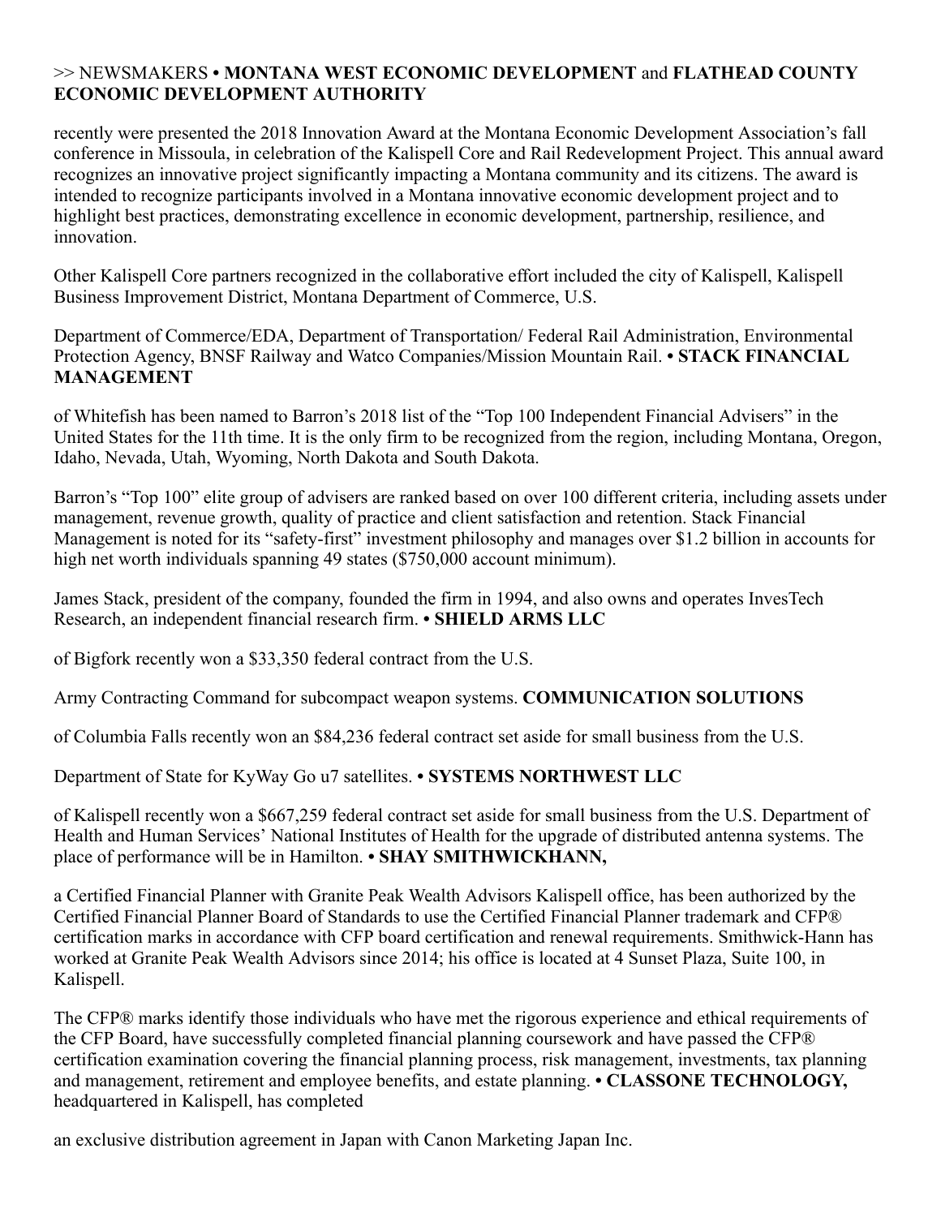>> NEWSMAKERS • **MONTANA WEST ECONOMIC DEVELOPMENT** and **FLATHEAD COUNTY ECONOMIC DEVELOPMENT AUTHORITY**

recently were presented the 2018 Innovation Award at the Montana Economic Development Association's fall conference in Missoula, in celebration of the Kalispell Core and Rail Redevelopment Project. This annual award recognizes an innovative project significantly impacting a Montana community and its citizens. The award is intended to recognize participants involved in a Montana innovative economic development project and to highlight best practices, demonstrating excellence in economic development, partnership, resilience, and innovation.

Other Kalispell Core partners recognized in the collaborative effort included the city of Kalispell, Kalispell Business Improvement District, Montana Department of Commerce, U.S.

Department of Commerce/EDA, Department of Transportation/ Federal Rail Administration, Environmental Protection Agency, BNSF Railway and Watco Companies/Mission Mountain Rail. • **STACK FINANCIAL MANAGEMENT**

of Whitefish has been named to Barron's 2018 list of the "Top 100 Independent Financial Advisers" in the United States for the 11th time. It is the only firm to be recognized from the region, including Montana, Oregon, Idaho, Nevada, Utah, Wyoming, North Dakota and South Dakota.

Barron's "Top 100" elite group of advisers are ranked based on over 100 different criteria, including assets under management, revenue growth, quality of practice and client satisfaction and retention. Stack Financial Management is noted for its "safety-first" investment philosophy and manages over $1.2 billion in accounts for high net worth individuals spanning 49 states ($750,000 account minimum).

James Stack, president of the company, founded the firm in 1994, and also owns and operates InvesTech Research, an independent financial research firm. • **SHIELD ARMS LLC**

of Bigfork recently won a $33,350 federal contract from the U.S.

Army Contracting Command for subcompact weapon systems. **COMMUNICATION SOLUTIONS**

of Columbia Falls recently won an $84,236 federal contract set aside for small business from the U.S.

Department of State for KyWay Go u7 satellites. • **SYSTEMS NORTHWEST LLC**

of Kalispell recently won a $667,259 federal contract set aside for small business from the U.S. Department of Health and Human Services' National Institutes of Health for the upgrade of distributed antenna systems. The place of performance will be in Hamilton. • **SHAY SMITHWICKHANN,**

a Certified Financial Planner with Granite Peak Wealth Advisors Kalispell office, has been authorized by the Certified Financial Planner Board of Standards to use the Certified Financial Planner trademark and CFP® certification marks in accordance with CFP board certification and renewal requirements. Smithwick-Hann has worked at Granite Peak Wealth Advisors since 2014; his office is located at 4 Sunset Plaza, Suite 100, in Kalispell.

The CFP® marks identify those individuals who have met the rigorous experience and ethical requirements of the CFP Board, have successfully completed financial planning coursework and have passed the CFP® certification examination covering the financial planning process, risk management, investments, tax planning and management, retirement and employee benefits, and estate planning. • **CLASSONE TECHNOLOGY,** headquartered in Kalispell, has completed

an exclusive distribution agreement in Japan with Canon Marketing Japan Inc.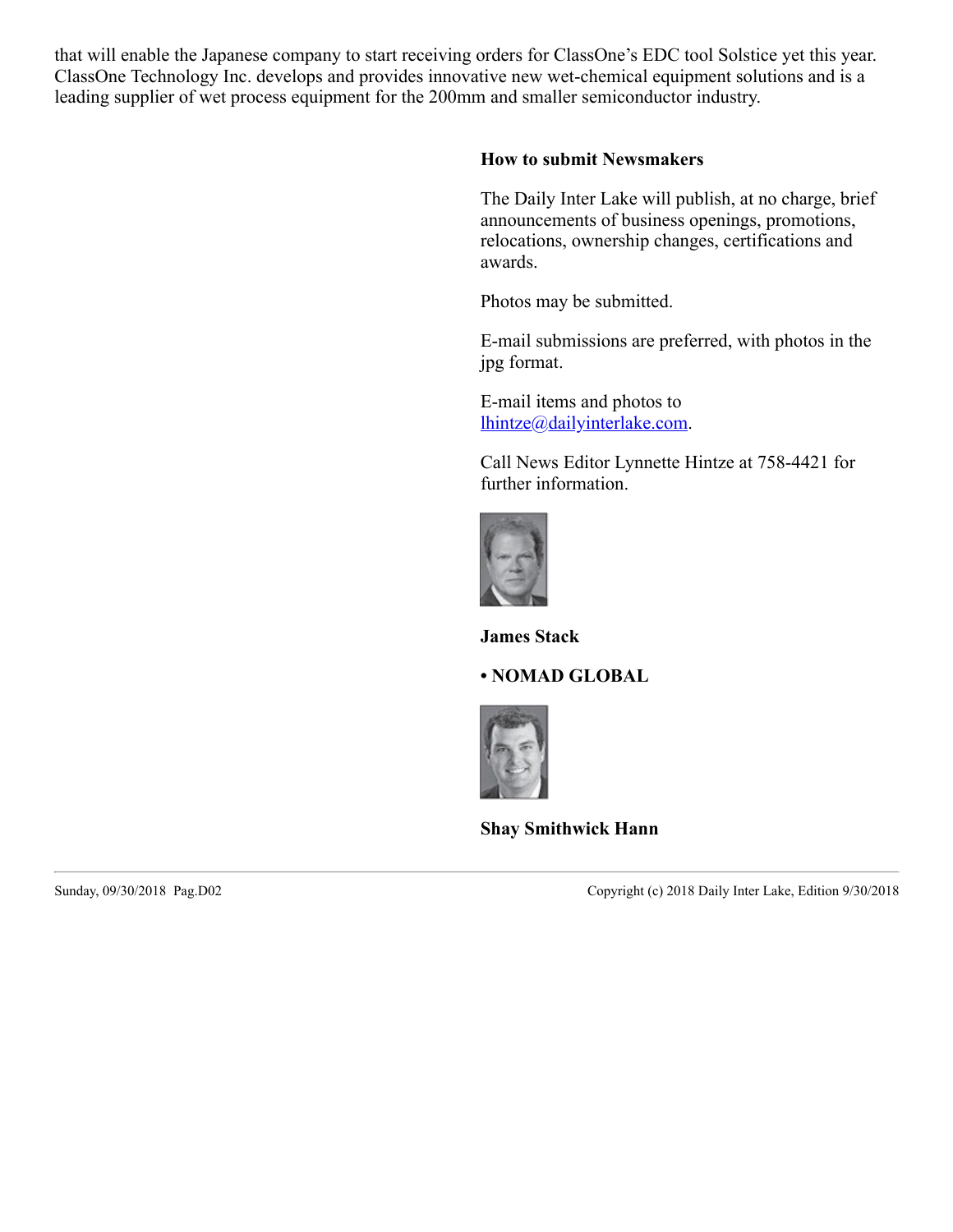that will enable the Japanese company to start receiving orders for ClassOne's EDC tool Solstice yet this year. ClassOne Technology Inc. develops and provides innovative new wet-chemical equipment solutions and is a leading supplier of wet process equipment for the 200mm and smaller semiconductor industry.

**How to submit Newsmakers**

The Daily Inter Lake will publish, at no charge, brief announcements of business openings, promotions, relocations, ownership changes, certifications and awards.

Photos may be submitted.

E-mail submissions are preferred, with photos in the jpg format.

E-mail items and photos to lhintze@dailyinterlake.com.

Call News Editor Lynnette Hintze at 758-4421 for further information.

**James Stack**

**• NOMAD GLOBAL**

**Shay Smithwick Hann**

Sunday, 09/30/2018 Pag.D02

Copyright (c) 2018 Daily Inter Lake, Edition 9/30/2018